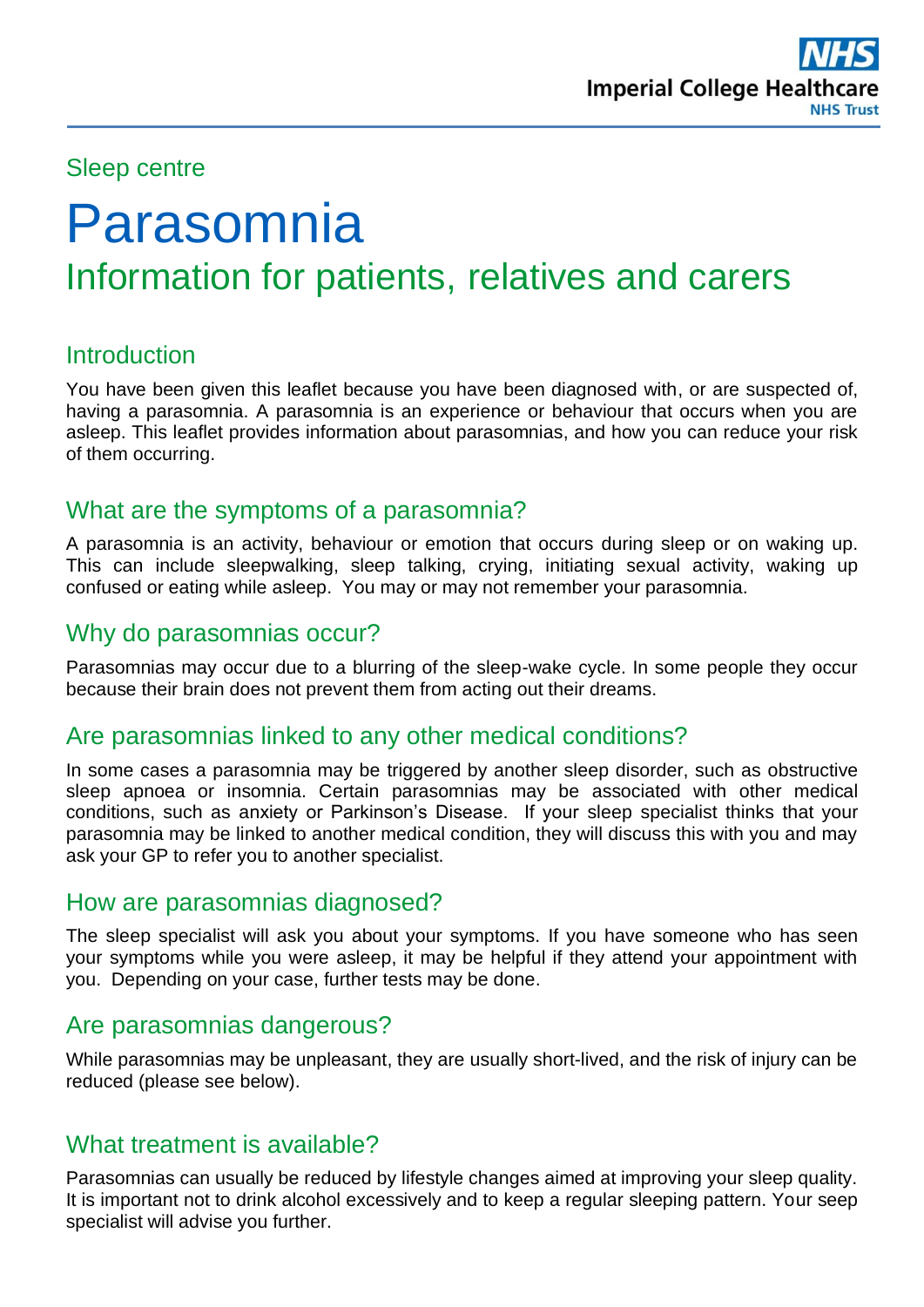Imperial College Healthcare NHS Trust

Sleep centre

# Parasomnia

## Information for patients, relatives and carers

### Introduction

You have been given this leaflet because you have been diagnosed with, or are suspected of, having a parasomnia. A parasomnia is an experience or behaviour that occurs when you are asleep. This leaflet provides information about parasomnias, and how you can reduce your risk of them occurring.

### What are the symptoms of a parasomnia?

A parasomnia is an activity, behaviour or emotion that occurs during sleep or on waking up. This can include sleepwalking, sleep talking, crying, initiating sexual activity, waking up confused or eating while asleep. You may or may not remember your parasomnia.

### Why do parasomnias occur?

Parasomnias may occur due to a blurring of the sleep-wake cycle. In some people they occur because their brain does not prevent them from acting out their dreams.

### Are parasomnias linked to any other medical conditions?

In some cases a parasomnia may be triggered by another sleep disorder, such as obstructive sleep apnoea or insomnia. Certain parasomnias may be associated with other medical conditions, such as anxiety or Parkinson's Disease. If your sleep specialist thinks that your parasomnia may be linked to another medical condition, they will discuss this with you and may ask your GP to refer you to another specialist.

### How are parasomnias diagnosed?

The sleep specialist will ask you about your symptoms. If you have someone who has seen your symptoms while you were asleep, it may be helpful if they attend your appointment with you. Depending on your case, further tests may be done.

### Are parasomnias dangerous?

While parasomnias may be unpleasant, they are usually short-lived, and the risk of injury can be reduced (please see below).

### What treatment is available?

Parasomnias can usually be reduced by lifestyle changes aimed at improving your sleep quality. It is important not to drink alcohol excessively and to keep a regular sleeping pattern. Your seep specialist will advise you further.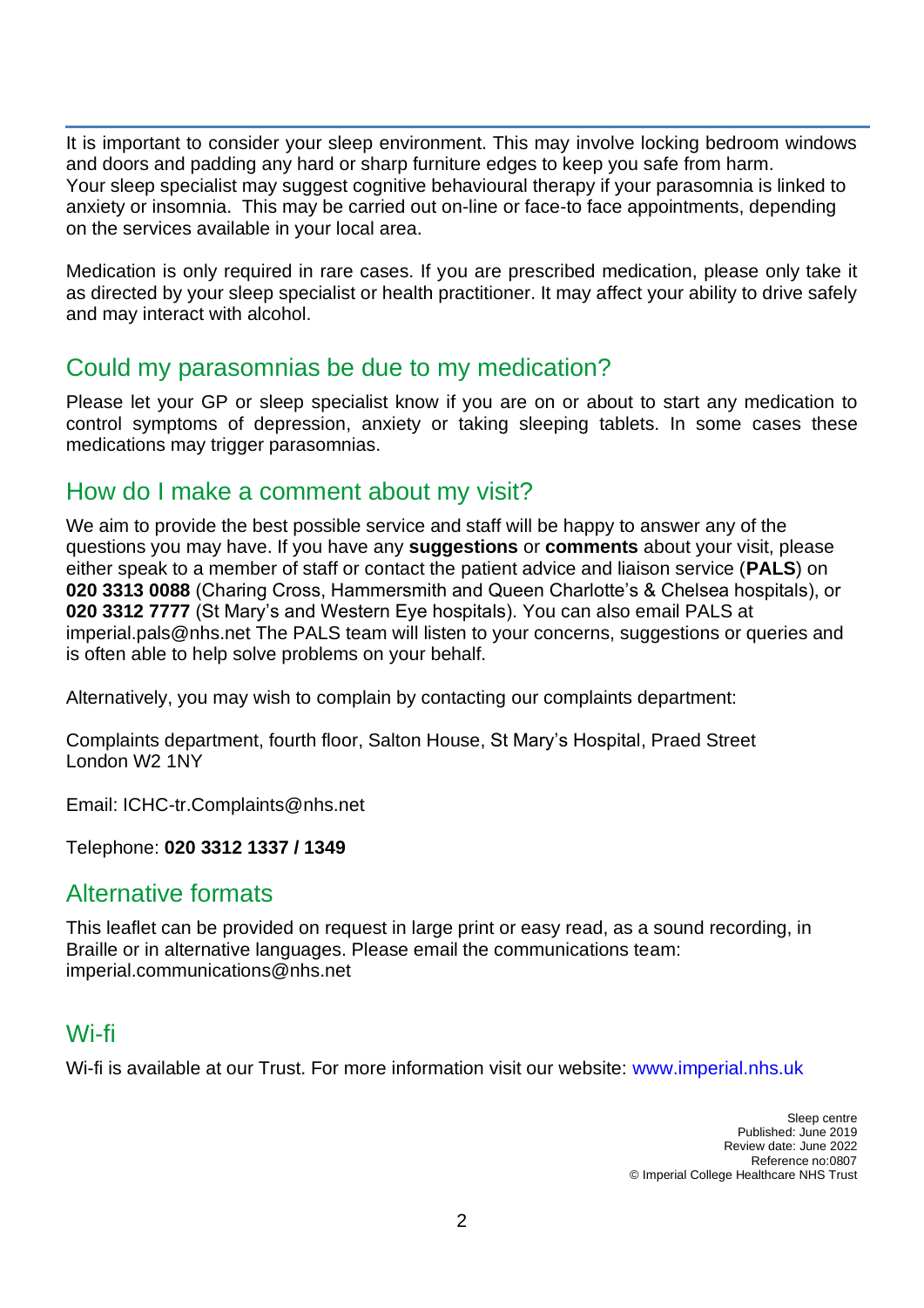It is important to consider your sleep environment. This may involve locking bedroom windows and doors and padding any hard or sharp furniture edges to keep you safe from harm. Your sleep specialist may suggest cognitive behavioural therapy if your parasomnia is linked to anxiety or insomnia. This may be carried out on-line or face-to face appointments, depending on the services available in your local area.

Medication is only required in rare cases. If you are prescribed medication, please only take it as directed by your sleep specialist or health practitioner. It may affect your ability to drive safely and may interact with alcohol.

## Could my parasomnias be due to my medication?

Please let your GP or sleep specialist know if you are on or about to start any medication to control symptoms of depression, anxiety or taking sleeping tablets. In some cases these medications may trigger parasomnias.

## How do I make a comment about my visit?

We aim to provide the best possible service and staff will be happy to answer any of the questions you may have. If you have any **suggestions** or **comments** about your visit, please either speak to a member of staff or contact the patient advice and liaison service (**PALS**) on **020 3313 0088** (Charing Cross, Hammersmith and Queen Charlotte's & Chelsea hospitals), or **020 3312 7777** (St Mary's and Western Eye hospitals). You can also email PALS at imperial.pals@nhs.net The PALS team will listen to your concerns, suggestions or queries and is often able to help solve problems on your behalf.

Alternatively, you may wish to complain by contacting our complaints department:

Complaints department, fourth floor, Salton House, St Mary's Hospital, Praed Street
London W2 1NY

Email: ICHC-tr.Complaints@nhs.net

Telephone: **020 3312 1337 / 1349**

## Alternative formats

This leaflet can be provided on request in large print or easy read, as a sound recording, in Braille or in alternative languages. Please email the communications team: imperial.communications@nhs.net

## Wi-fi

Wi-fi is available at our Trust. For more information visit our website: www.imperial.nhs.uk

Sleep centre
Published: June 2019
Review date: June 2022
Reference no:0807
© Imperial College Healthcare NHS Trust